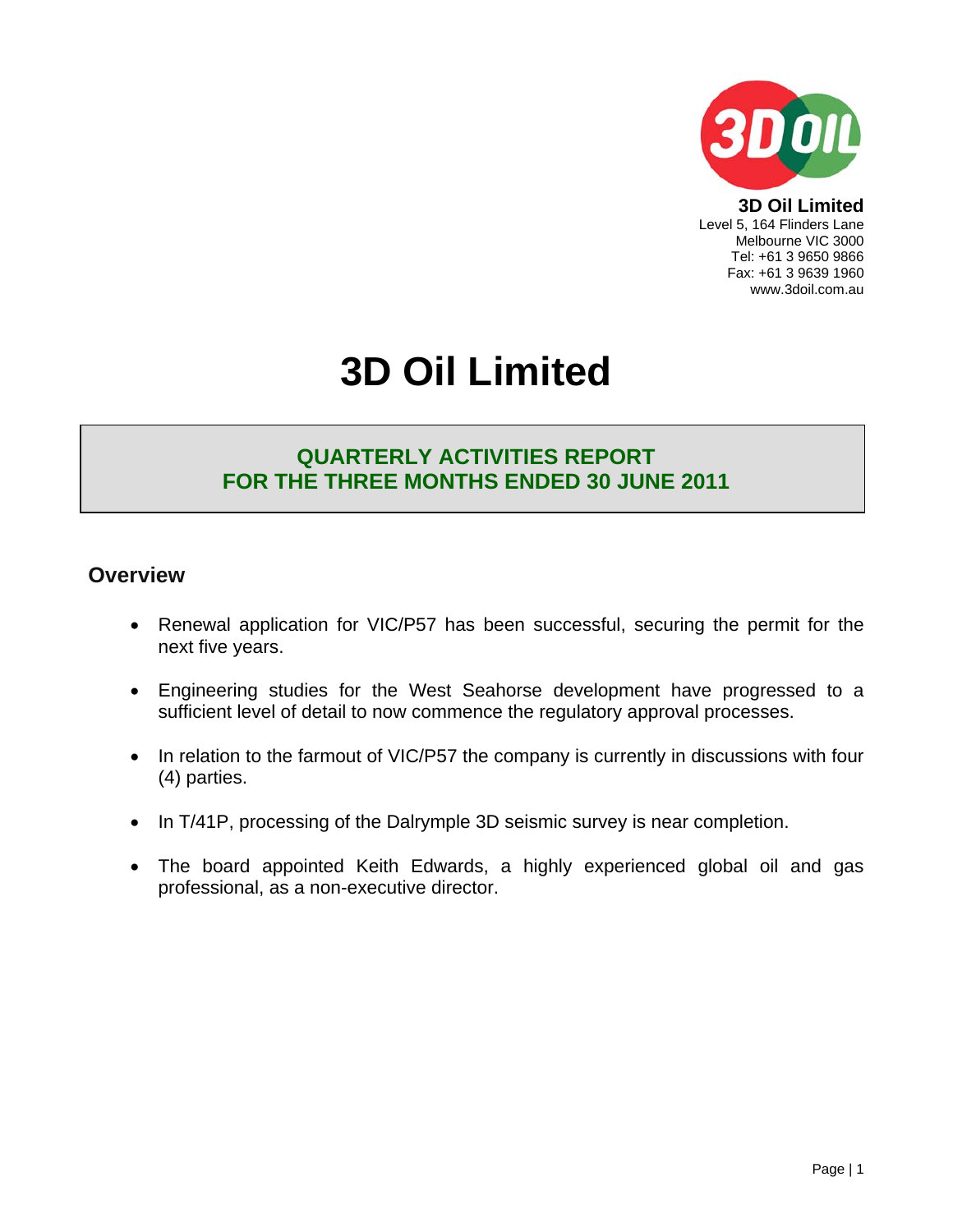**3D Oil Limited**
Level 5, 164 Flinders Lane
Melbourne VIC 3000
Tel: +61 3 9650 9866
Fax: +61 3 9639 1960
www.3doil.com.au

# 3D Oil Limited

## QUARTERLY ACTIVITIES REPORT FOR THE THREE MONTHS ENDED 30 JUNE 2011

## Overview

- Renewal application for VIC/P57 has been successful, securing the permit for the next five years.
- Engineering studies for the West Seahorse development have progressed to a sufficient level of detail to now commence the regulatory approval processes.
- In relation to the farmout of VIC/P57 the company is currently in discussions with four (4) parties.
- In T/41P, processing of the Dalrymple 3D seismic survey is near completion.
- The board appointed Keith Edwards, a highly experienced global oil and gas professional, as a non-executive director.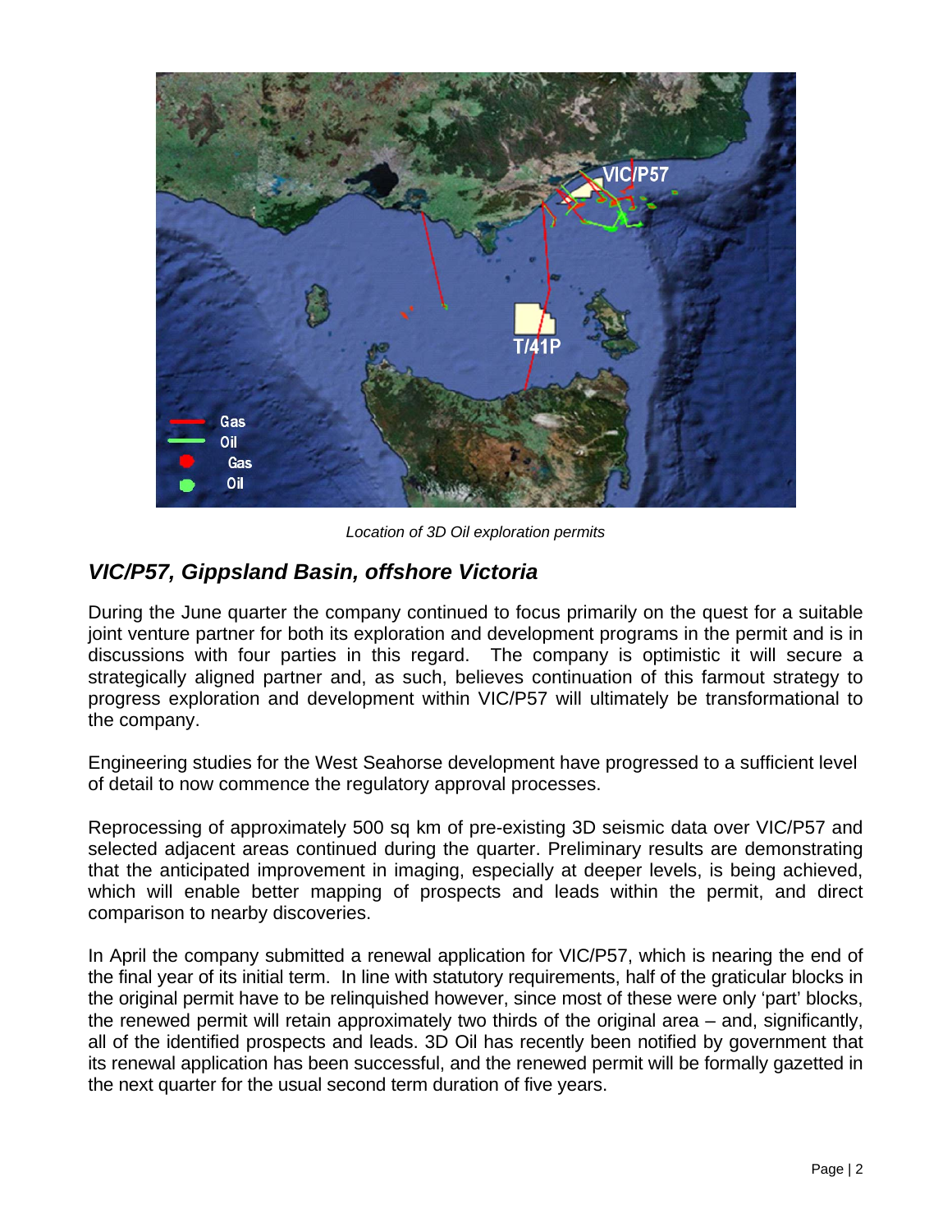*Location of 3D Oil exploration permits*

## *VIC/P57, Gippsland Basin, offshore Victoria*

During the June quarter the company continued to focus primarily on the quest for a suitable joint venture partner for both its exploration and development programs in the permit and is in discussions with four parties in this regard. The company is optimistic it will secure a strategically aligned partner and, as such, believes continuation of this farmout strategy to progress exploration and development within VIC/P57 will ultimately be transformational to the company.

Engineering studies for the West Seahorse development have progressed to a sufficient level of detail to now commence the regulatory approval processes.

Reprocessing of approximately 500 sq km of pre-existing 3D seismic data over VIC/P57 and selected adjacent areas continued during the quarter. Preliminary results are demonstrating that the anticipated improvement in imaging, especially at deeper levels, is being achieved, which will enable better mapping of prospects and leads within the permit, and direct comparison to nearby discoveries.

In April the company submitted a renewal application for VIC/P57, which is nearing the end of the final year of its initial term. In line with statutory requirements, half of the graticular blocks in the original permit have to be relinquished however, since most of these were only 'part' blocks, the renewed permit will retain approximately two thirds of the original area – and, significantly, all of the identified prospects and leads. 3D Oil has recently been notified by government that its renewal application has been successful, and the renewed permit will be formally gazetted in the next quarter for the usual second term duration of five years.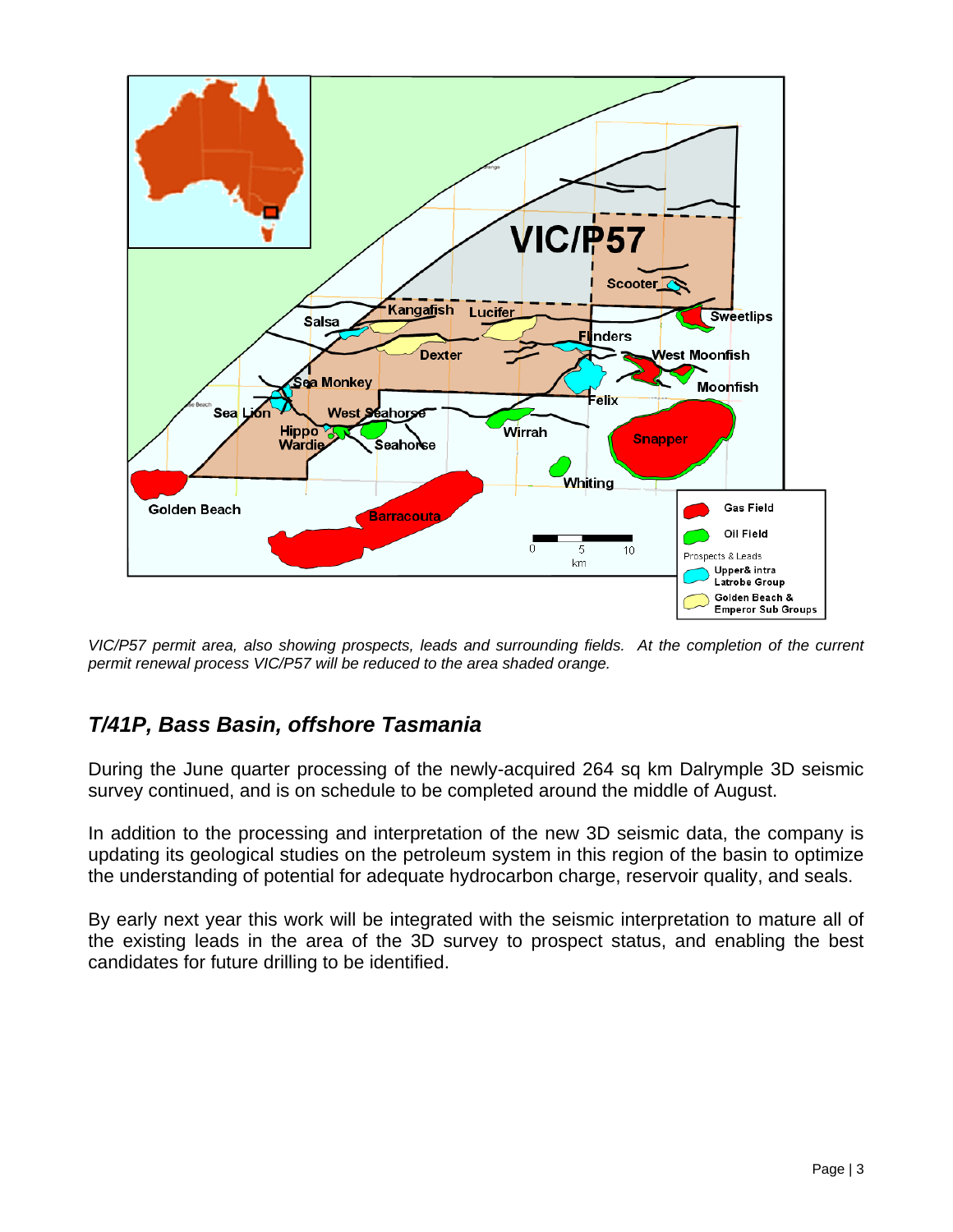*VIC/P57 permit area, also showing prospects, leads and surrounding fields. At the completion of the current permit renewal process VIC/P57 will be reduced to the area shaded orange.*

## *T/41P, Bass Basin, offshore Tasmania*

During the June quarter processing of the newly-acquired 264 sq km Dalrymple 3D seismic survey continued, and is on schedule to be completed around the middle of August.

In addition to the processing and interpretation of the new 3D seismic data, the company is updating its geological studies on the petroleum system in this region of the basin to optimize the understanding of potential for adequate hydrocarbon charge, reservoir quality, and seals.

By early next year this work will be integrated with the seismic interpretation to mature all of the existing leads in the area of the 3D survey to prospect status, and enabling the best candidates for future drilling to be identified.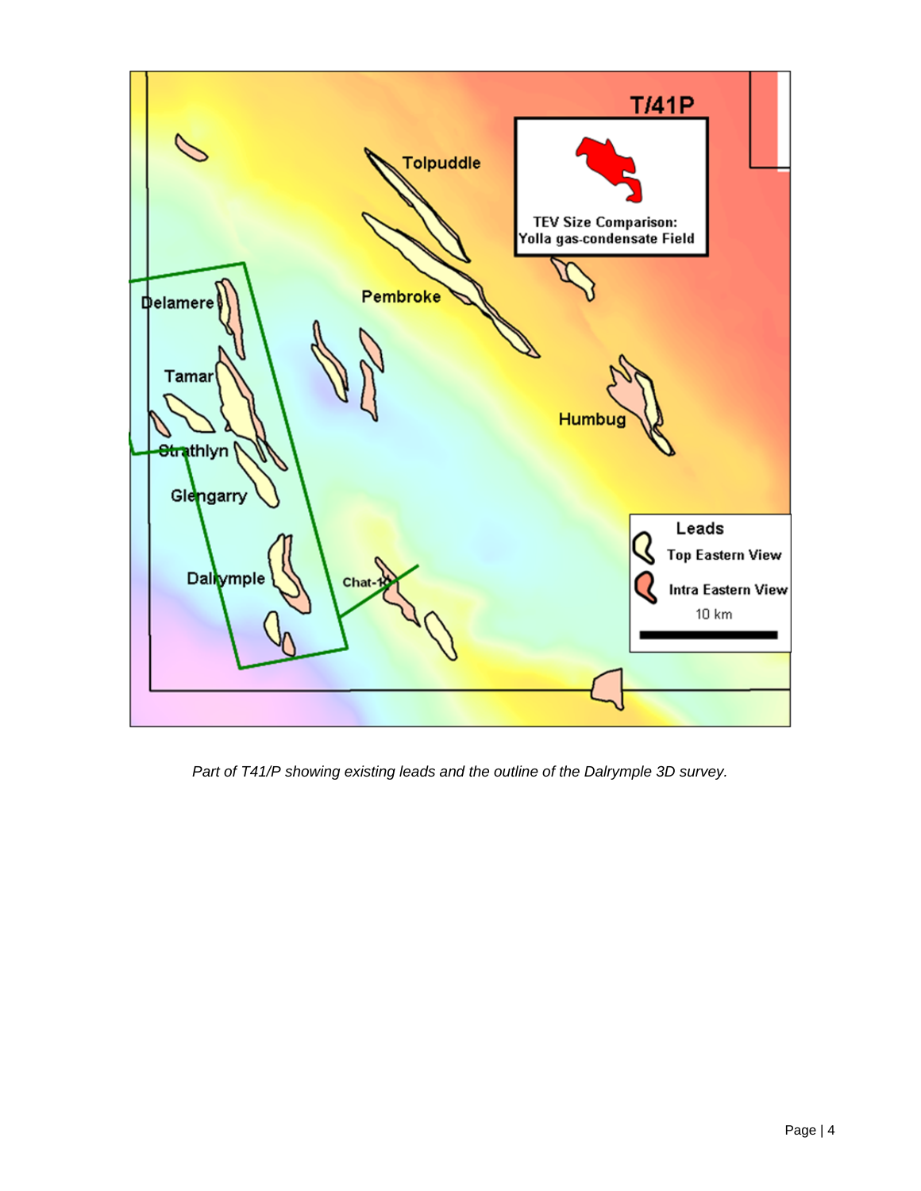*Part of T41/P showing existing leads and the outline of the Dalrymple 3D survey.*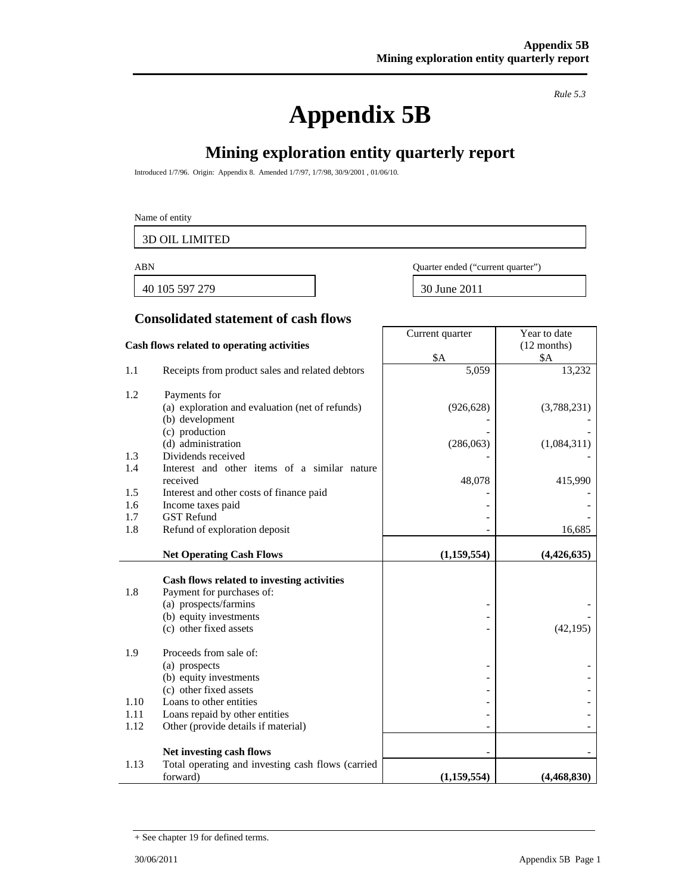*Rule 5.3*

# Appendix 5B

## Mining exploration entity quarterly report

Introduced 1/7/96. Origin: Appendix 8. Amended 1/7/97, 1/7/98, 30/9/2001 , 01/06/10.

| Name of entity |
|---|
| 3D OIL LIMITED |

| ABN | Quarter ended ("current quarter") |
|---|---|
| 40 105 597 279 | 30 June 2011 |

### Consolidated statement of cash flows

| | Cash flows related to operating activities | Current quarter $A | Year to date (12 months) $A |
|---|---|---|---|
| 1.1 | Receipts from product sales and related debtors | 5,059 | 13,232 |
| 1.2 | Payments for | | |
| | (a) exploration and evaluation (net of refunds) | (926,628) | (3,788,231) |
| | (b) development | - | - |
| | (c) production | - | - |
| | (d) administration | (286,063) | (1,084,311) |
| 1.3 | Dividends received | - | - |
| 1.4 | Interest and other items of a similar nature received | 48,078 | 415,990 |
| 1.5 | Interest and other costs of finance paid | - | - |
| 1.6 | Income taxes paid | - | - |
| 1.7 | GST Refund | - | - |
| 1.8 | Refund of exploration deposit | - | 16,685 |
| | **Net Operating Cash Flows** | **(1,159,554)** | **(4,426,635)** |
| | **Cash flows related to investing activities** | | |
| 1.8 | Payment for purchases of: | | |
| | (a) prospects/farmins | - | - |
| | (b) equity investments | - | - |
| | (c) other fixed assets | - | (42,195) |
| 1.9 | Proceeds from sale of: | | |
| | (a) prospects | - | - |
| | (b) equity investments | - | - |
| | (c) other fixed assets | - | - |
| 1.10 | Loans to other entities | - | - |
| 1.11 | Loans repaid by other entities | - | - |
| 1.12 | Other (provide details if material) | - | - |
| | **Net investing cash flows** | - | - |
| 1.13 | Total operating and investing cash flows (carried forward) | **(1,159,554)** | **(4,468,830)** |

+ See chapter 19 for defined terms.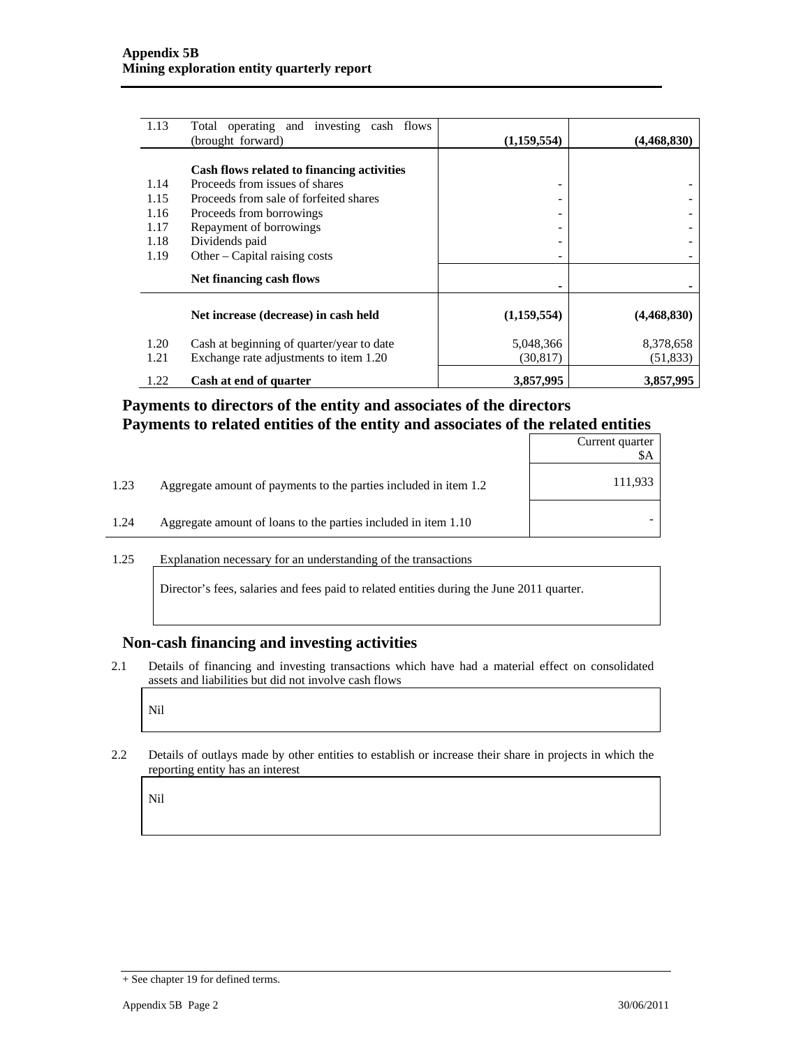| | | | |
|---|---|---|---|
| 1.13 | Total operating and investing cash flows (brought forward) | **(1,159,554)** | **(4,468,830)** |
| | **Cash flows related to financing activities** | | |
| 1.14 | Proceeds from issues of shares | - | - |
| 1.15 | Proceeds from sale of forfeited shares | - | - |
| 1.16 | Proceeds from borrowings | - | - |
| 1.17 | Repayment of borrowings | - | - |
| 1.18 | Dividends paid | - | - |
| 1.19 | Other – Capital raising costs | - | - |
| | **Net financing cash flows** | **-** | **-** |
| | **Net increase (decrease) in cash held** | **(1,159,554)** | **(4,468,830)** |
| 1.20 | Cash at beginning of quarter/year to date | 5,048,366 | 8,378,658 |
| 1.21 | Exchange rate adjustments to item 1.20 | (30,817) | (51,833) |
| 1.22 | **Cash at end of quarter** | **3,857,995** | **3,857,995** |

## Payments to directors of the entity and associates of the directors
## Payments to related entities of the entity and associates of the related entities

| | | Current quarter $A |
|---|---|---|
| 1.23 | Aggregate amount of payments to the parties included in item 1.2 | 111,933 |
| 1.24 | Aggregate amount of loans to the parties included in item 1.10 | - |

1.25 Explanation necessary for an understanding of the transactions

Director's fees, salaries and fees paid to related entities during the June 2011 quarter.

## Non-cash financing and investing activities

2.1 Details of financing and investing transactions which have had a material effect on consolidated assets and liabilities but did not involve cash flows

Nil

2.2 Details of outlays made by other entities to establish or increase their share in projects in which the reporting entity has an interest

Nil

+ See chapter 19 for defined terms.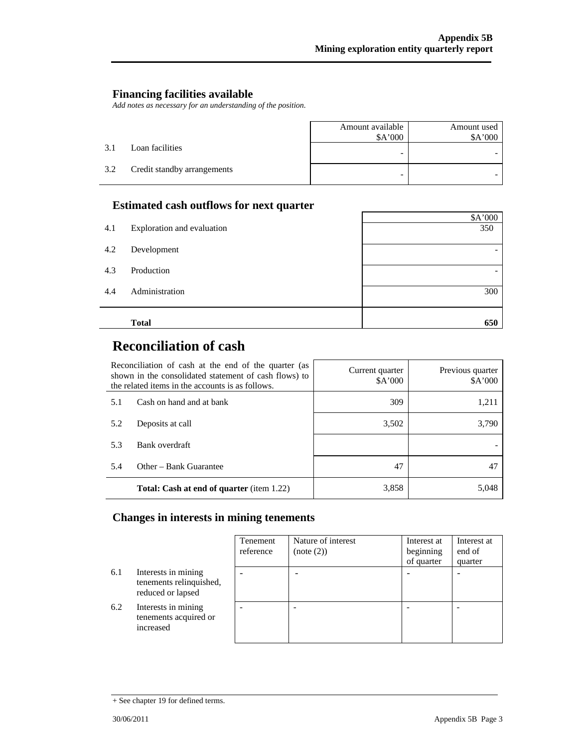## Financing facilities available

*Add notes as necessary for an understanding of the position.*

| | | Amount available $A'000 | Amount used $A'000 |
|---|---|---|---|
| 3.1 | Loan facilities | - | - |
| 3.2 | Credit standby arrangements | - | - |

## Estimated cash outflows for next quarter

| | | $A'000 |
|---|---|---|
| 4.1 | Exploration and evaluation | 350 |
| 4.2 | Development | - |
| 4.3 | Production | - |
| 4.4 | Administration | 300 |
| | **Total** | **650** |

# Reconciliation of cash

| Reconciliation of cash at the end of the quarter (as shown in the consolidated statement of cash flows) to the related items in the accounts is as follows. | | Current quarter $A'000 | Previous quarter $A'000 |
|---|---|---|---|
| 5.1 | Cash on hand and at bank | 309 | 1,211 |
| 5.2 | Deposits at call | 3,502 | 3,790 |
| 5.3 | Bank overdraft | | - |
| 5.4 | Other – Bank Guarantee | 47 | 47 |
| | **Total: Cash at end of quarter** (item 1.22) | 3,858 | 5,048 |

## Changes in interests in mining tenements

| | | Tenement reference | Nature of interest (note (2)) | Interest at beginning of quarter | Interest at end of quarter |
|---|---|---|---|---|---|
| 6.1 | Interests in mining tenements relinquished, reduced or lapsed | - | - | - | - |
| 6.2 | Interests in mining tenements acquired or increased | - | - | - | - |

+ See chapter 19 for defined terms.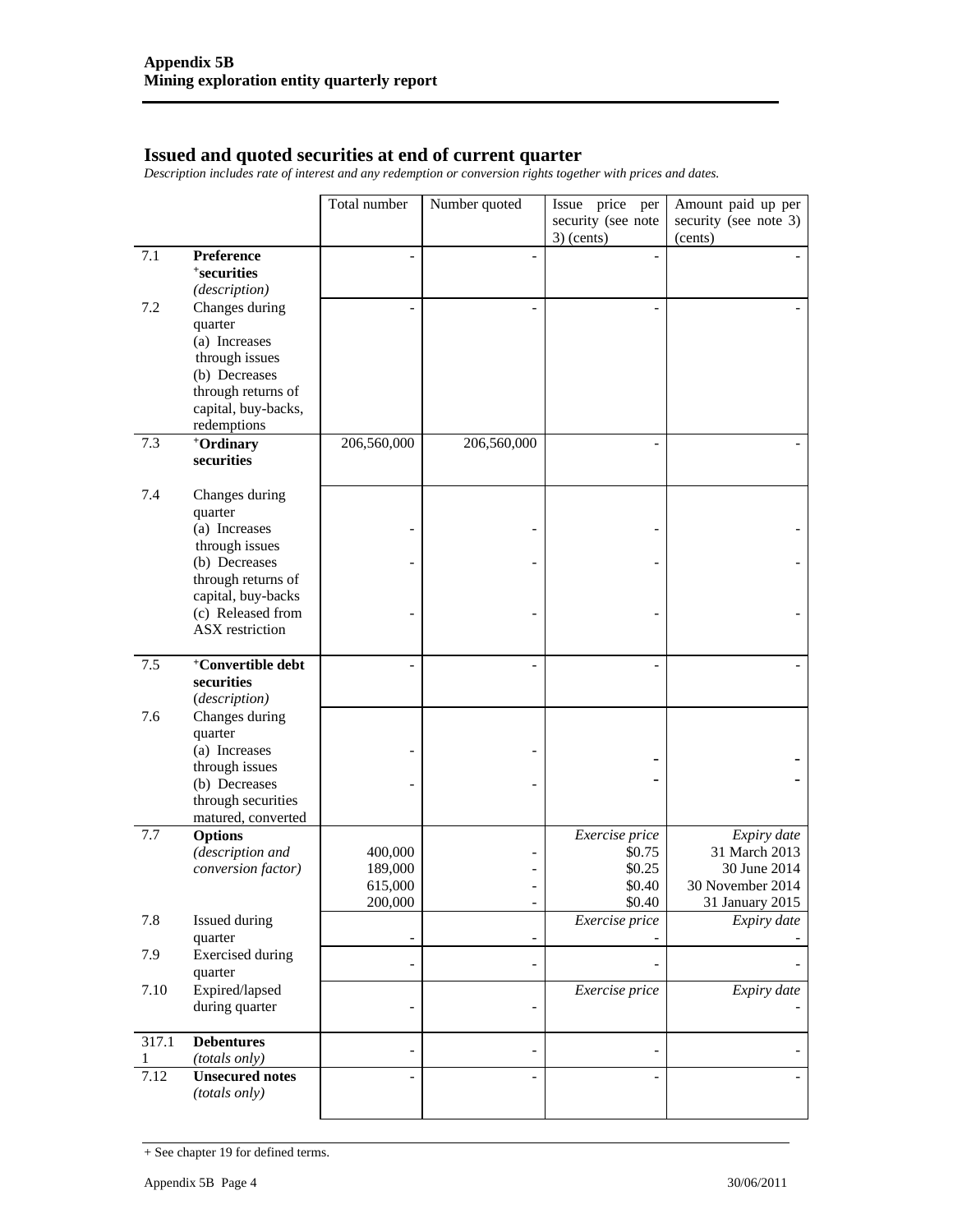## Issued and quoted securities at end of current quarter

*Description includes rate of interest and any redemption or conversion rights together with prices and dates.*

| | | Total number | Number quoted | Issue price per security (see note 3) (cents) | Amount paid up per security (see note 3) (cents) |
|---|---|---|---|---|---|
| 7.1 | **Preference +securities** *(description)* | - | - | - | - |
| 7.2 | Changes during quarter (a) Increases through issues (b) Decreases through returns of capital, buy-backs, redemptions | - | - | - | - |
| 7.3 | **+Ordinary securities** | 206,560,000 | 206,560,000 | - | - |
| 7.4 | Changes during quarter (a) Increases through issues | - | - | - | - |
| | (b) Decreases through returns of capital, buy-backs | - | - | - | - |
| | (c) Released from ASX restriction | - | - | - | - |
| 7.5 | **+Convertible debt securities** *(description)* | - | - | - | - |
| 7.6 | Changes during quarter (a) Increases through issues | - | - | - | - |
| | (b) Decreases through securities matured, converted | - | - | - | - |
| 7.7 | **Options** *(description and conversion factor)* | | | *Exercise price* | *Expiry date* |
| | | 400,000 | - | \$0.75 | 31 March 2013 |
| | | 189,000 | - | \$0.25 | 30 June 2014 |
| | | 615,000 | - | \$0.40 | 30 November 2014 |
| | | 200,000 | - | \$0.40 | 31 January 2015 |
| 7.8 | Issued during quarter | - | - | *Exercise price* - | *Expiry date* - |
| 7.9 | Exercised during quarter | - | - | - | - |
| 7.10 | Expired/lapsed during quarter | - | - | *Exercise price* | *Expiry date* - |
| 317.11 | **Debentures** *(totals only)* | - | - | - | - |
| 7.12 | **Unsecured notes** *(totals only)* | - | - | - | - |

+ See chapter 19 for defined terms.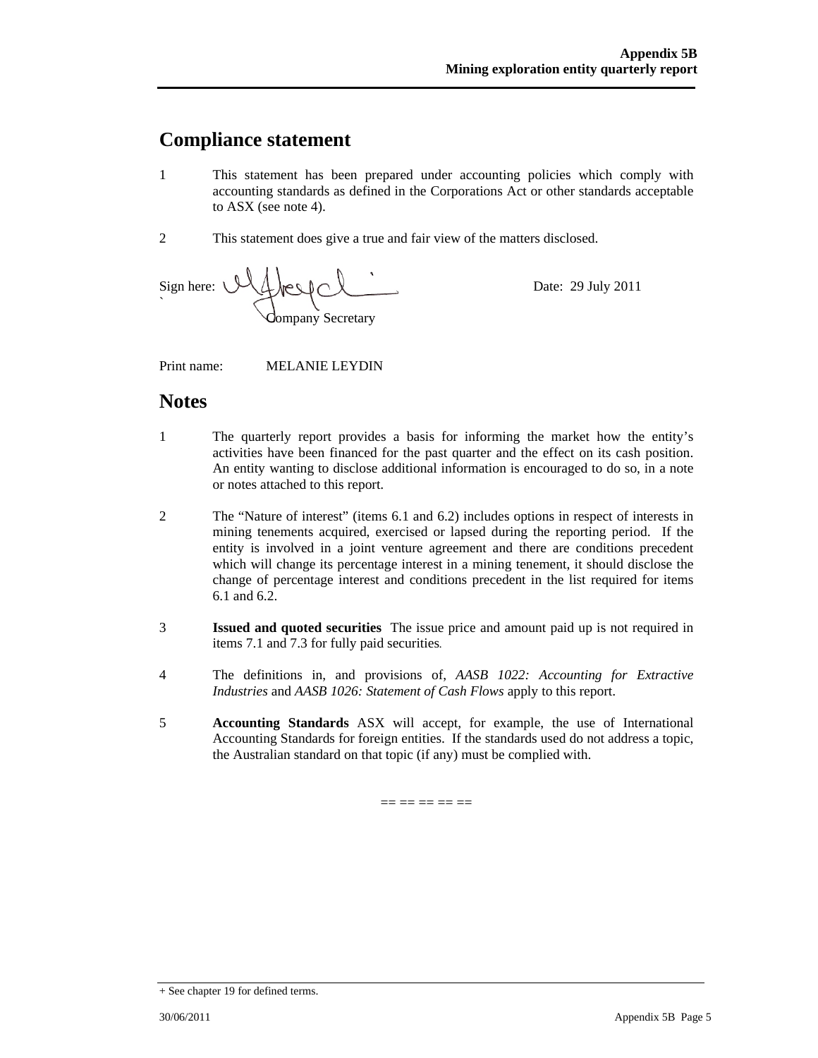## Compliance statement

1 This statement has been prepared under accounting policies which comply with accounting standards as defined in the Corporations Act or other standards acceptable to ASX (see note 4).

2 This statement does give a true and fair view of the matters disclosed.

Sign here: ............................................ Date: 29 July 2011
Company Secretary

Print name: MELANIE LEYDIN

## Notes

1 The quarterly report provides a basis for informing the market how the entity's activities have been financed for the past quarter and the effect on its cash position. An entity wanting to disclose additional information is encouraged to do so, in a note or notes attached to this report.

2 The "Nature of interest" (items 6.1 and 6.2) includes options in respect of interests in mining tenements acquired, exercised or lapsed during the reporting period. If the entity is involved in a joint venture agreement and there are conditions precedent which will change its percentage interest in a mining tenement, it should disclose the change of percentage interest and conditions precedent in the list required for items 6.1 and 6.2.

3 **Issued and quoted securities** The issue price and amount paid up is not required in items 7.1 and 7.3 for fully paid securities.

4 The definitions in, and provisions of, *AASB 1022: Accounting for Extractive Industries* and *AASB 1026: Statement of Cash Flows* apply to this report.

5 **Accounting Standards** ASX will accept, for example, the use of International Accounting Standards for foreign entities. If the standards used do not address a topic, the Australian standard on that topic (if any) must be complied with.

== == == == ==